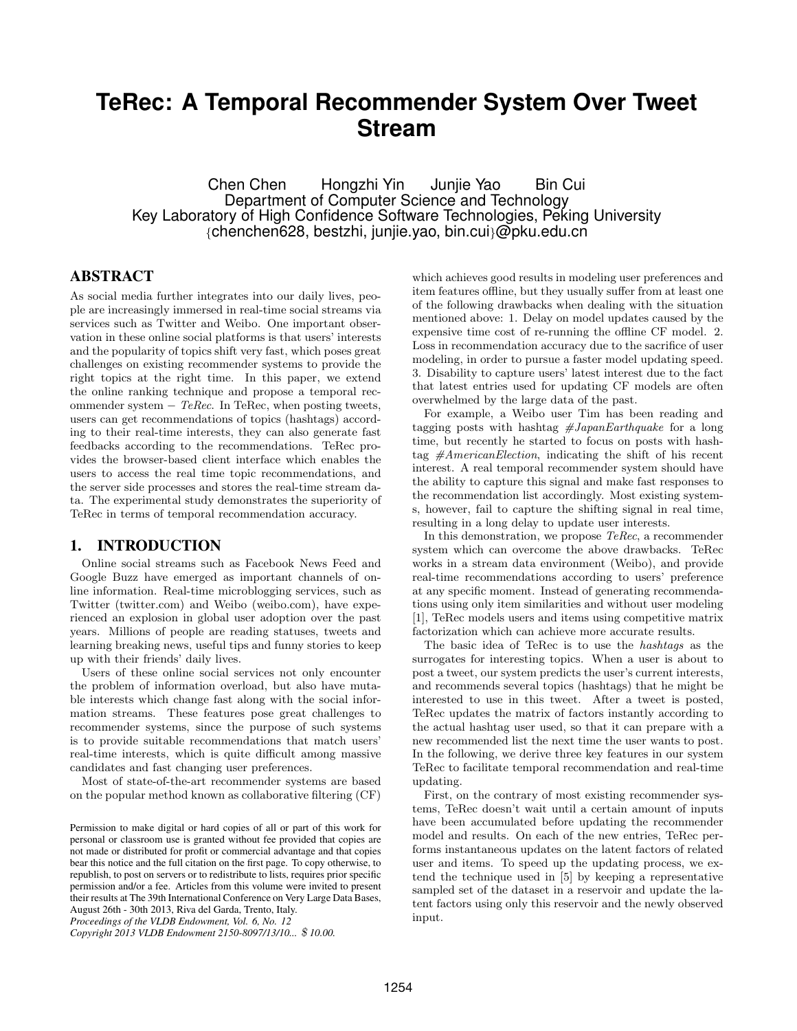# TeRec: A Temporal Recommender System Over Tweet Stream

Chen Chen Hongzhi Yin Junjie Yao Bin Cui
Department of Computer Science and Technology
Key Laboratory of High Confidence Software Technologies, Peking University
{chenchen628, bestzhi, junjie.yao, bin.cui}@pku.edu.cn

## ABSTRACT

As social media further integrates into our daily lives, people are increasingly immersed in real-time social streams via services such as Twitter and Weibo. One important observation in these online social platforms is that users' interests and the popularity of topics shift very fast, which poses great challenges on existing recommender systems to provide the right topics at the right time. In this paper, we extend the online ranking technique and propose a temporal recommender system − *TeRec*. In TeRec, when posting tweets, users can get recommendations of topics (hashtags) according to their real-time interests, they can also generate fast feedbacks according to the recommendations. TeRec provides the browser-based client interface which enables the users to access the real time topic recommendations, and the server side processes and stores the real-time stream data. The experimental study demonstrates the superiority of TeRec in terms of temporal recommendation accuracy.

## 1. INTRODUCTION

Online social streams such as Facebook News Feed and Google Buzz have emerged as important channels of online information. Real-time microblogging services, such as Twitter (twitter.com) and Weibo (weibo.com), have experienced an explosion in global user adoption over the past years. Millions of people are reading statuses, tweets and learning breaking news, useful tips and funny stories to keep up with their friends' daily lives.

Users of these online social services not only encounter the problem of information overload, but also have mutable interests which change fast along with the social information streams. These features pose great challenges to recommender systems, since the purpose of such systems is to provide suitable recommendations that match users' real-time interests, which is quite difficult among massive candidates and fast changing user preferences.

Most of state-of-the-art recommender systems are based on the popular method known as collaborative filtering (CF) which achieves good results in modeling user preferences and item features offline, but they usually suffer from at least one of the following drawbacks when dealing with the situation mentioned above: 1. Delay on model updates caused by the expensive time cost of re-running the offline CF model. 2. Loss in recommendation accuracy due to the sacrifice of user modeling, in order to pursue a faster model updating speed. 3. Disability to capture users' latest interest due to the fact that latest entries used for updating CF models are often overwhelmed by the large data of the past.

For example, a Weibo user Tim has been reading and tagging posts with hashtag *#JapanEarthquake* for a long time, but recently he started to focus on posts with hashtag *#AmericanElection*, indicating the shift of his recent interest. A real temporal recommender system should have the ability to capture this signal and make fast responses to the recommendation list accordingly. Most existing systems, however, fail to capture the shifting signal in real time, resulting in a long delay to update user interests.

In this demonstration, we propose *TeRec*, a recommender system which can overcome the above drawbacks. TeRec works in a stream data environment (Weibo), and provide real-time recommendations according to users' preference at any specific moment. Instead of generating recommendations using only item similarities and without user modeling [1], TeRec models users and items using competitive matrix factorization which can achieve more accurate results.

The basic idea of TeRec is to use the *hashtags* as the surrogates for interesting topics. When a user is about to post a tweet, our system predicts the user's current interests, and recommends several topics (hashtags) that he might be interested to use in this tweet. After a tweet is posted, TeRec updates the matrix of factors instantly according to the actual hashtag user used, so that it can prepare with a new recommended list the next time the user wants to post. In the following, we derive three key features in our system TeRec to facilitate temporal recommendation and real-time updating.

First, on the contrary of most existing recommender systems, TeRec doesn't wait until a certain amount of inputs have been accumulated before updating the recommender model and results. On each of the new entries, TeRec performs instantaneous updates on the latent factors of related user and items. To speed up the updating process, we extend the technique used in [5] by keeping a representative sampled set of the dataset in a reservoir and update the latent factors using only this reservoir and the newly observed input.

Permission to make digital or hard copies of all or part of this work for personal or classroom use is granted without fee provided that copies are not made or distributed for profit or commercial advantage and that copies bear this notice and the full citation on the first page. To copy otherwise, to republish, to post on servers or to redistribute to lists, requires prior specific permission and/or a fee. Articles from this volume were invited to present their results at The 39th International Conference on Very Large Data Bases, August 26th - 30th 2013, Riva del Garda, Trento, Italy.
*Proceedings of the VLDB Endowment, Vol. 6, No. 12*
*Copyright 2013 VLDB Endowment 2150-8097/13/10... $ 10.00.*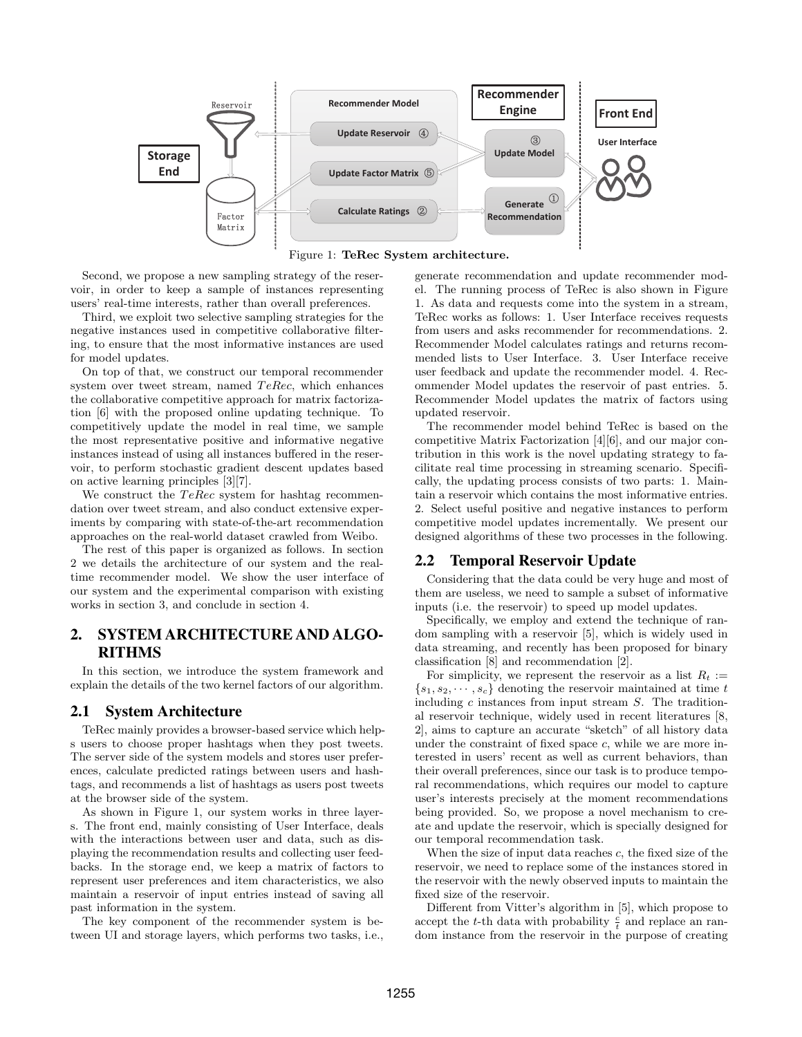Figure 1: **TeRec System architecture.**

Second, we propose a new sampling strategy of the reservoir, in order to keep a sample of instances representing users' real-time interests, rather than overall preferences.

Third, we exploit two selective sampling strategies for the negative instances used in competitive collaborative filtering, to ensure that the most informative instances are used for model updates.

On top of that, we construct our temporal recommender system over tweet stream, named *TeRec*, which enhances the collaborative competitive approach for matrix factorization [6] with the proposed online updating technique. To competitively update the model in real time, we sample the most representative positive and informative negative instances instead of using all instances buffered in the reservoir, to perform stochastic gradient descent updates based on active learning principles [3][7].

We construct the *TeRec* system for hashtag recommendation over tweet stream, and also conduct extensive experiments by comparing with state-of-the-art recommendation approaches on the real-world dataset crawled from Weibo.

The rest of this paper is organized as follows. In section 2 we details the architecture of our system and the real-time recommender model. We show the user interface of our system and the experimental comparison with existing works in section 3, and conclude in section 4.

## 2. SYSTEM ARCHITECTURE AND ALGORITHMS

In this section, we introduce the system framework and explain the details of the two kernel factors of our algorithm.

### 2.1 System Architecture

TeRec mainly provides a browser-based service which helps users to choose proper hashtags when they post tweets. The server side of the system models and stores user preferences, calculate predicted ratings between users and hashtags, and recommends a list of hashtags as users post tweets at the browser side of the system.

As shown in Figure 1, our system works in three layers. The front end, mainly consisting of User Interface, deals with the interactions between user and data, such as displaying the recommendation results and collecting user feedbacks. In the storage end, we keep a matrix of factors to represent user preferences and item characteristics, we also maintain a reservoir of input entries instead of saving all past information in the system.

The key component of the recommender system is between UI and storage layers, which performs two tasks, i.e., generate recommendation and update recommender model. The running process of TeRec is also shown in Figure 1. As data and requests come into the system in a stream, TeRec works as follows: 1. User Interface receives requests from users and asks recommender for recommendations. 2. Recommender Model calculates ratings and returns recommended lists to User Interface. 3. User Interface receive user feedback and update the recommender model. 4. Recommender Model updates the reservoir of past entries. 5. Recommender Model updates the matrix of factors using updated reservoir.

The recommender model behind TeRec is based on the competitive Matrix Factorization [4][6], and our major contribution in this work is the novel updating strategy to facilitate real time processing in streaming scenario. Specifically, the updating process consists of two parts: 1. Maintain a reservoir which contains the most informative entries. 2. Select useful positive and negative instances to perform competitive model updates incrementally. We present our designed algorithms of these two processes in the following.

### 2.2 Temporal Reservoir Update

Considering that the data could be very huge and most of them are useless, we need to sample a subset of informative inputs (i.e. the reservoir) to speed up model updates.

Specifically, we employ and extend the technique of random sampling with a reservoir [5], which is widely used in data streaming, and recently has been proposed for binary classification [8] and recommendation [2].

For simplicity, we represent the reservoir as a list $R_t := \{s_1, s_2, \cdots, s_c\}$ denoting the reservoir maintained at time $t$ including $c$ instances from input stream $S$. The traditional reservoir technique, widely used in recent literatures [8, 2], aims to capture an accurate "sketch" of all history data under the constraint of fixed space $c$, while we are more interested in users' recent as well as current behaviors, than their overall preferences, since our task is to produce temporal recommendations, which requires our model to capture user's interests precisely at the moment recommendations being provided. So, we propose a novel mechanism to create and update the reservoir, which is specially designed for our temporal recommendation task.

When the size of input data reaches $c$, the fixed size of the reservoir, we need to replace some of the instances stored in the reservoir with the newly observed inputs to maintain the fixed size of the reservoir.

Different from Vitter's algorithm in [5], which propose to accept the $t$-th data with probability $\frac{c}{t}$ and replace an random instance from the reservoir in the purpose of creating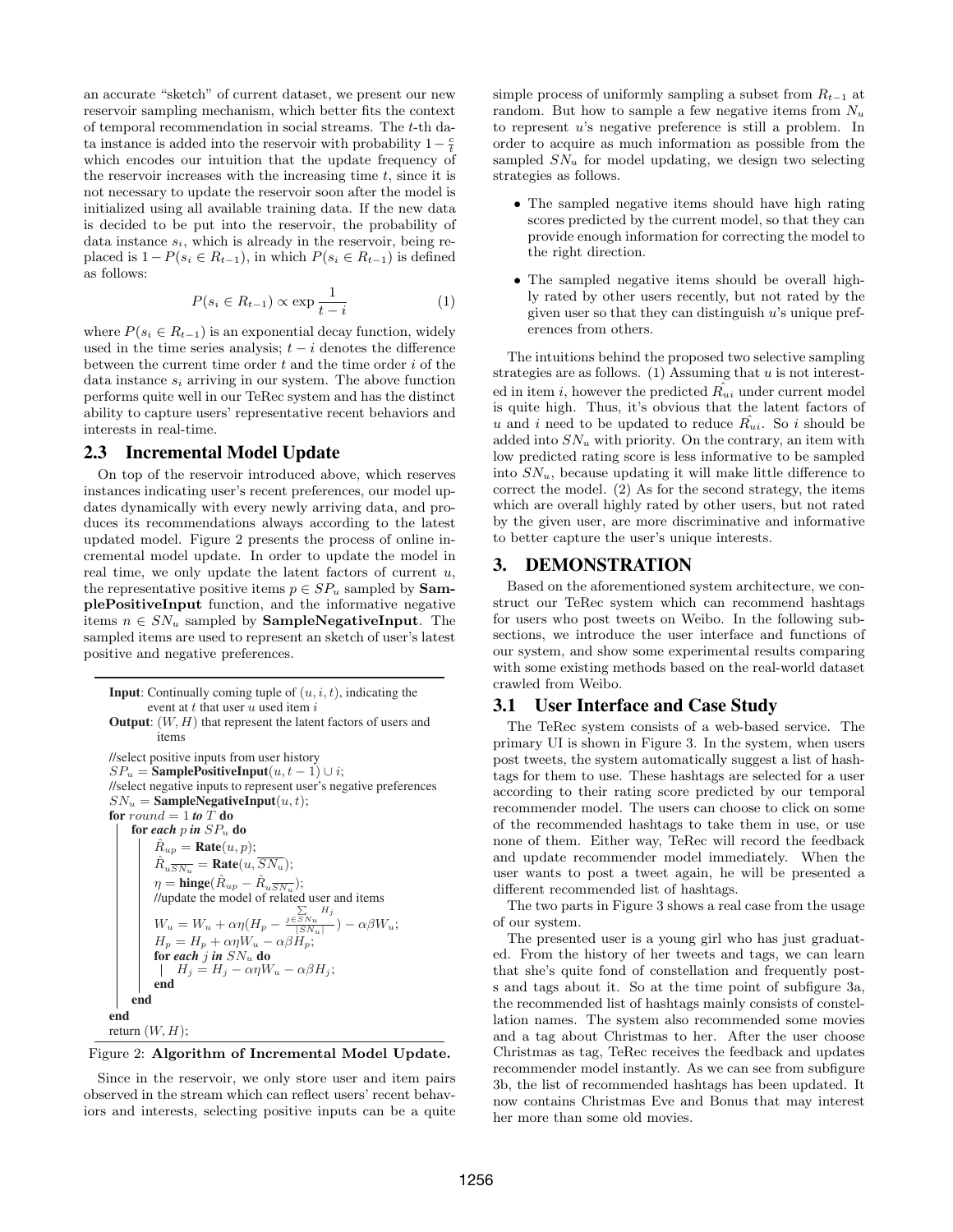an accurate "sketch" of current dataset, we present our new reservoir sampling mechanism, which better fits the context of temporal recommendation in social streams. The $t$-th data instance is added into the reservoir with probability $1 - \frac{c}{t}$ which encodes our intuition that the update frequency of the reservoir increases with the increasing time $t$, since it is not necessary to update the reservoir soon after the model is initialized using all available training data. If the new data is decided to be put into the reservoir, the probability of data instance $s_i$, which is already in the reservoir, being replaced is $1 - P(s_i \in R_{t-1})$, in which $P(s_i \in R_{t-1})$ is defined as follows:

$$P(s_i \in R_{t-1}) \propto \exp \frac{1}{t-i} \quad (1)$$

where $P(s_i \in R_{t-1})$ is an exponential decay function, widely used in the time series analysis; $t - i$ denotes the difference between the current time order $t$ and the time order $i$ of the data instance $s_i$ arriving in our system. The above function performs quite well in our TeRec system and has the distinct ability to capture users' representative recent behaviors and interests in real-time.

## 2.3 Incremental Model Update

On top of the reservoir introduced above, which reserves instances indicating user's recent preferences, our model updates dynamically with every newly arriving data, and produces its recommendations always according to the latest updated model. Figure 2 presents the process of online incremental model update. In order to update the model in real time, we only update the latent factors of current $u$, the representative positive items $p \in SP_u$ sampled by **SamplePositiveInput** function, and the informative negative items $n \in SN_u$ sampled by **SampleNegativeInput**. The sampled items are used to represent an sketch of user's latest positive and negative preferences.

```
Input: Continually coming tuple of (u, i, t), indicating the
       event at t that user u used item i
Output: (W, H) that represent the latent factors of users and
        items
//select positive inputs from user history
SP_u = SamplePositiveInput(u, t − 1) ∪ i;
//select negative inputs to represent user's negative preferences
SN_u = SampleNegativeInput(u, t);
for round = 1 to T do
    for each p in SP_u do
        R̂_up = Rate(u, p);
        R̂_{u SN_u‾} = Rate(u, SN_u‾);
        η = hinge(R̂_up − R̂_{u SN_u‾});
        //update the model of related user and items
        W_u = W_u + αη(H_p − (Σ_{j∈SN_u} H_j)/|SN_u|) − αβW_u;
        H_p = H_p + αηW_u − αβH_p;
        for each j in SN_u do
            H_j = H_j − αηW_u − αβH_j;
        end
    end
end
return (W, H);
```

Figure 2: **Algorithm of Incremental Model Update.**

Since in the reservoir, we only store user and item pairs observed in the stream which can reflect users' recent behaviors and interests, selecting positive inputs can be a quite simple process of uniformly sampling a subset from $R_{t-1}$ at random. But how to sample a few negative items from $N_u$ to represent $u$'s negative preference is still a problem. In order to acquire as much information as possible from the sampled $SN_u$ for model updating, we design two selecting strategies as follows.

- The sampled negative items should have high rating scores predicted by the current model, so that they can provide enough information for correcting the model to the right direction.
- The sampled negative items should be overall highly rated by other users recently, but not rated by the given user so that they can distinguish $u$'s unique preferences from others.

The intuitions behind the proposed two selective sampling strategies are as follows. (1) Assuming that $u$ is not interested in item $i$, however the predicted $\hat{R_{ui}}$ under current model is quite high. Thus, it's obvious that the latent factors of $u$ and $i$ need to be updated to reduce $\hat{R_{ui}}$. So $i$ should be added into $SN_u$ with priority. On the contrary, an item with low predicted rating score is less informative to be sampled into $SN_u$, because updating it will make little difference to correct the model. (2) As for the second strategy, the items which are overall highly rated by other users, but not rated by the given user, are more discriminative and informative to better capture the user's unique interests.

# 3. DEMONSTRATION

Based on the aforementioned system architecture, we construct our TeRec system which can recommend hashtags for users who post tweets on Weibo. In the following subsections, we introduce the user interface and functions of our system, and show some experimental results comparing with some existing methods based on the real-world dataset crawled from Weibo.

## 3.1 User Interface and Case Study

The TeRec system consists of a web-based service. The primary UI is shown in Figure 3. In the system, when users post tweets, the system automatically suggest a list of hashtags for them to use. These hashtags are selected for a user according to their rating score predicted by our temporal recommender model. The users can choose to click on some of the recommended hashtags to take them in use, or use none of them. Either way, TeRec will record the feedback and update recommender model immediately. When the user wants to post a tweet again, he will be presented a different recommended list of hashtags.

The two parts in Figure 3 shows a real case from the usage of our system.

The presented user is a young girl who has just graduated. From the history of her tweets and tags, we can learn that she's quite fond of constellation and frequently posts and tags about it. So at the time point of subfigure 3a, the recommended list of hashtags mainly consists of constellation names. The system also recommended some movies and a tag about Christmas to her. After the user choose Christmas as tag, TeRec receives the feedback and updates recommender model instantly. As we can see from subfigure 3b, the list of recommended hashtags has been updated. It now contains Christmas Eve and Bonus that may interest her more than some old movies.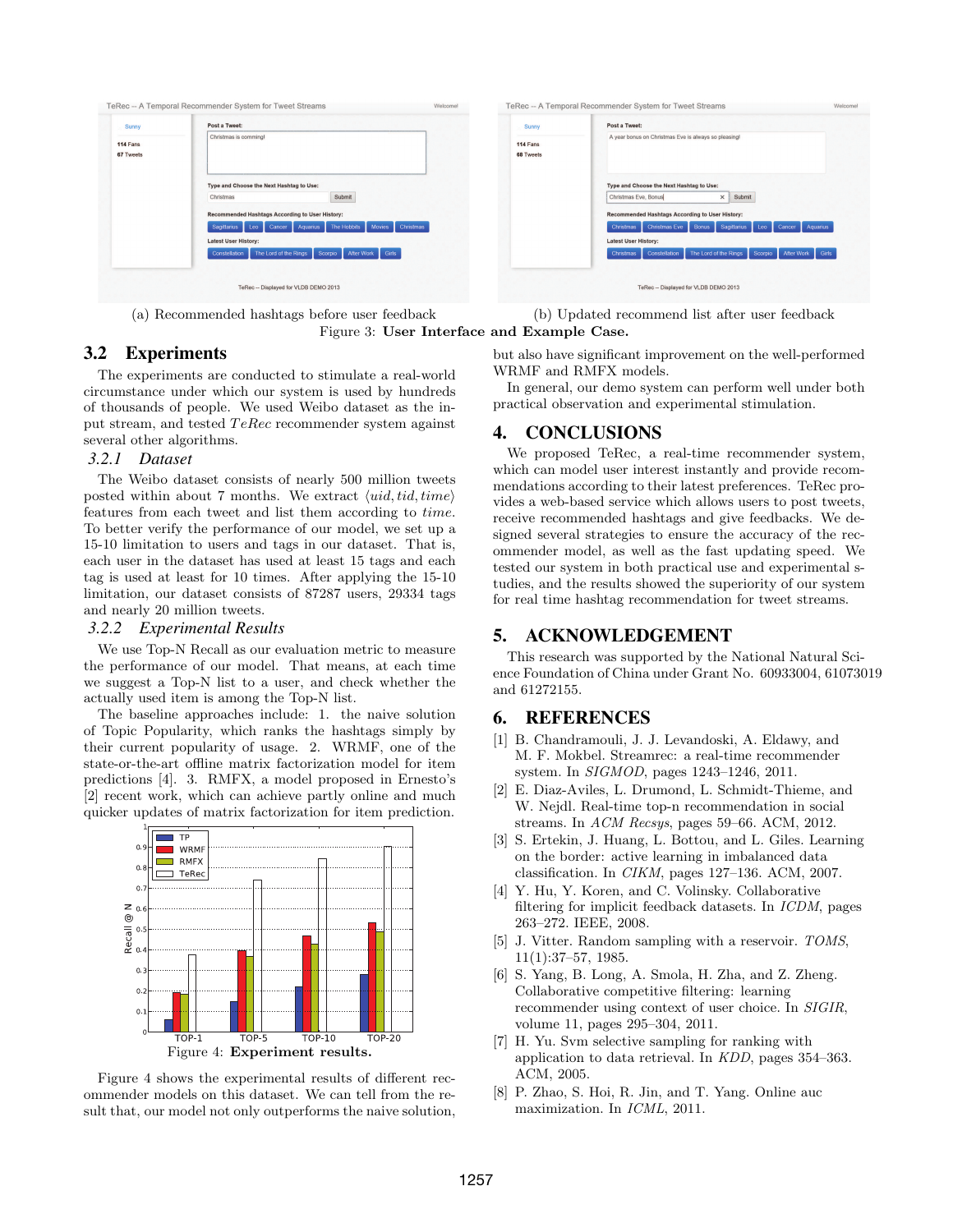TeRec – A Temporal Recommender System for Tweet Streams

Welcome!

Sunny

114 Fans
67 Tweets

Post a Tweet:

Christmas is comming!

Type and Choose the Next Hashtag to Use:

Christmas

Submit

Recommended Hashtags According to User History:

Sagittarius | Leo | Cancer | Aquarius | The Hobbits | Movies | Christmas

Latest User History:

Constellation | The Lord of the Rings | Scorpio | After Work | Girls

TeRec – Displayed for VLDB DEMO 2013

(a) Recommended hashtags before user feedback

TeRec – A Temporal Recommender System for Tweet Streams

Welcome!

Sunny

114 Fans
68 Tweets

Post a Tweet:

A year bonus on Christmas Eve is always so pleasing!

Type and Choose the Next Hashtag to Use:

Christmas Eve, Bonus

Submit

Recommended Hashtags According to User History:

Christmas | Christmas Eve | Bonus | Sagittarius | Leo | Cancer | Aquarius

Latest User History:

Christmas | Constellation | The Lord of the Rings | Scorpio | After Work | Girls

TeRec – Displayed for VLDB DEMO 2013

(b) Updated recommend list after user feedback

Figure 3: **User Interface and Example Case.**

## 3.2 Experiments

The experiments are conducted to stimulate a real-world circumstance under which our system is used by hundreds of thousands of people. We used Weibo dataset as the input stream, and tested *TeRec* recommender system against several other algorithms.

### 3.2.1 Dataset

The Weibo dataset consists of nearly 500 million tweets posted within about 7 months. We extract $\langle uid, tid, time \rangle$ features from each tweet and list them according to *time*. To better verify the performance of our model, we set up a 15-10 limitation to users and tags in our dataset. That is, each user in the dataset has used at least 15 tags and each tag is used at least for 10 times. After applying the 15-10 limitation, our dataset consists of 87287 users, 29334 tags and nearly 20 million tweets.

### 3.2.2 Experimental Results

We use Top-N Recall as our evaluation metric to measure the performance of our model. That means, at each time we suggest a Top-N list to a user, and check whether the actually used item is among the Top-N list.

The baseline approaches include: 1. the naive solution of Topic Popularity, which ranks the hashtags simply by their current popularity of usage. 2. WRMF, one of the state-of-the-art offline matrix factorization model for item predictions [4]. 3. RMFX, a model proposed in Ernesto's [2] recent work, which can achieve partly online and much quicker updates of matrix factorization for item prediction.

TP
WRMF
RMFX
TeRec

Recall @ N

0 0.1 0.2 0.3 0.4 0.5 0.6 0.7 0.8 0.9 1

TOP-1 TOP-5 TOP-10 TOP-20

Figure 4: **Experiment results.**

Figure 4 shows the experimental results of different recommender models on this dataset. We can tell from the result that, our model not only outperforms the naive solution, but also have significant improvement on the well-performed WRMF and RMFX models.

In general, our demo system can perform well under both practical observation and experimental stimulation.

## 4. CONCLUSIONS

We proposed TeRec, a real-time recommender system, which can model user interest instantly and provide recommendations according to their latest preferences. TeRec provides a web-based service which allows users to post tweets, receive recommended hashtags and give feedbacks. We designed several strategies to ensure the accuracy of the recommender model, as well as the fast updating speed. We tested our system in both practical use and experimental studies, and the results showed the superiority of our system for real time hashtag recommendation for tweet streams.

## 5. ACKNOWLEDGEMENT

This research was supported by the National Natural Science Foundation of China under Grant No. 60933004, 61073019 and 61272155.

## 6. REFERENCES

[1] B. Chandramouli, J. J. Levandoski, A. Eldawy, and M. F. Mokbel. Streamrec: a real-time recommender system. In *SIGMOD*, pages 1243–1246, 2011.

[2] E. Diaz-Aviles, L. Drumond, L. Schmidt-Thieme, and W. Nejdl. Real-time top-n recommendation in social streams. In *ACM Recsys*, pages 59–66. ACM, 2012.

[3] S. Ertekin, J. Huang, L. Bottou, and L. Giles. Learning on the border: active learning in imbalanced data classification. In *CIKM*, pages 127–136. ACM, 2007.

[4] Y. Hu, Y. Koren, and C. Volinsky. Collaborative filtering for implicit feedback datasets. In *ICDM*, pages 263–272. IEEE, 2008.

[5] J. Vitter. Random sampling with a reservoir. *TOMS*, 11(1):37–57, 1985.

[6] S. Yang, B. Long, A. Smola, H. Zha, and Z. Zheng. Collaborative competitive filtering: learning recommender using context of user choice. In *SIGIR*, volume 11, pages 295–304, 2011.

[7] H. Yu. Svm selective sampling for ranking with application to data retrieval. In *KDD*, pages 354–363. ACM, 2005.

[8] P. Zhao, S. Hoi, R. Jin, and T. Yang. Online auc maximization. In *ICML*, 2011.